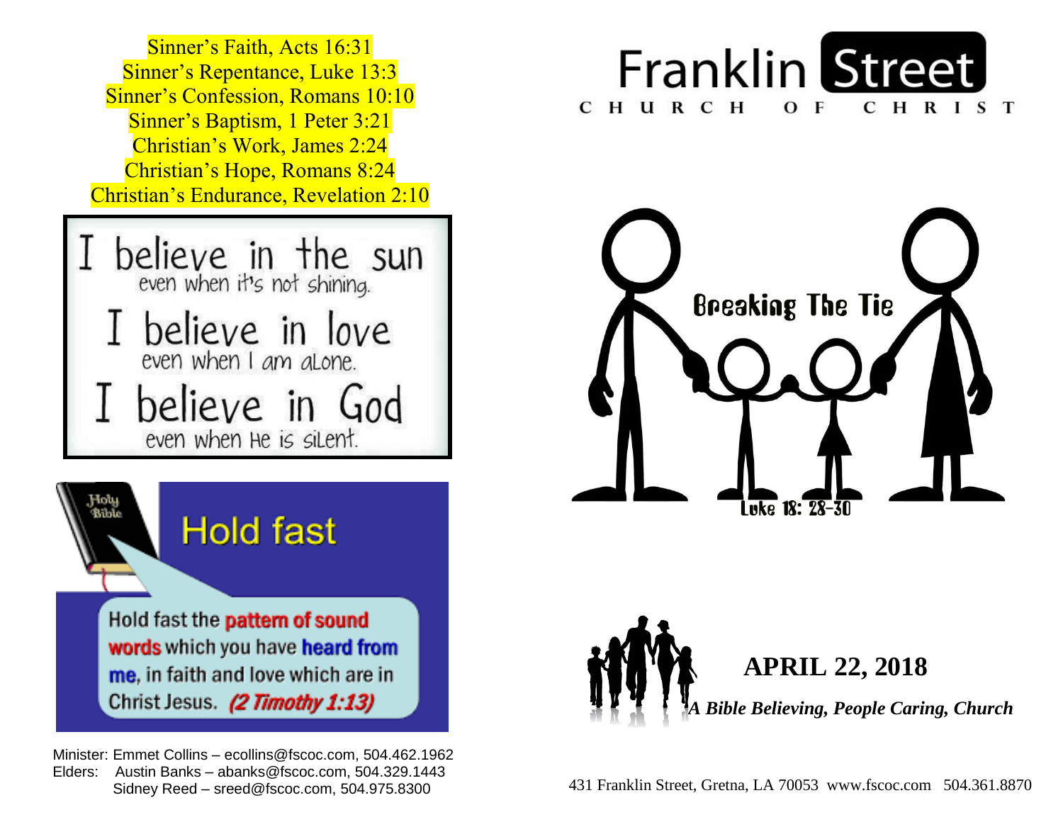Sinner's Faith, Acts 16:31
Sinner's Repentance, Luke 13:3
Sinner's Confession, Romans 10:10
Sinner's Baptism, 1 Peter 3:21
Christian's Work, James 2:24
Christian's Hope, Romans 8:24
Christian's Endurance, Revelation 2:10

I believe in the sun
even when it's not shining.
I believe in love
even when I am alone.
I believe in God
even when He is silent.

Holy Bible

## Hold fast

Hold fast the pattern of sound words which you have heard from me, in faith and love which are in Christ Jesus. *(2 Timothy 1:13)*

Minister: Emmet Collins – ecollins@fscoc.com, 504.462.1962
Elders: Austin Banks – abanks@fscoc.com, 504.329.1443
Sidney Reed – sreed@fscoc.com, 504.975.8300

# Franklin Street
CHURCH OF CHRIST

## Breaking The Tie

Luke 18: 28-30

## APRIL 22, 2018

***A Bible Believing, People Caring, Church***

431 Franklin Street, Gretna, LA 70053 www.fscoc.com 504.361.8870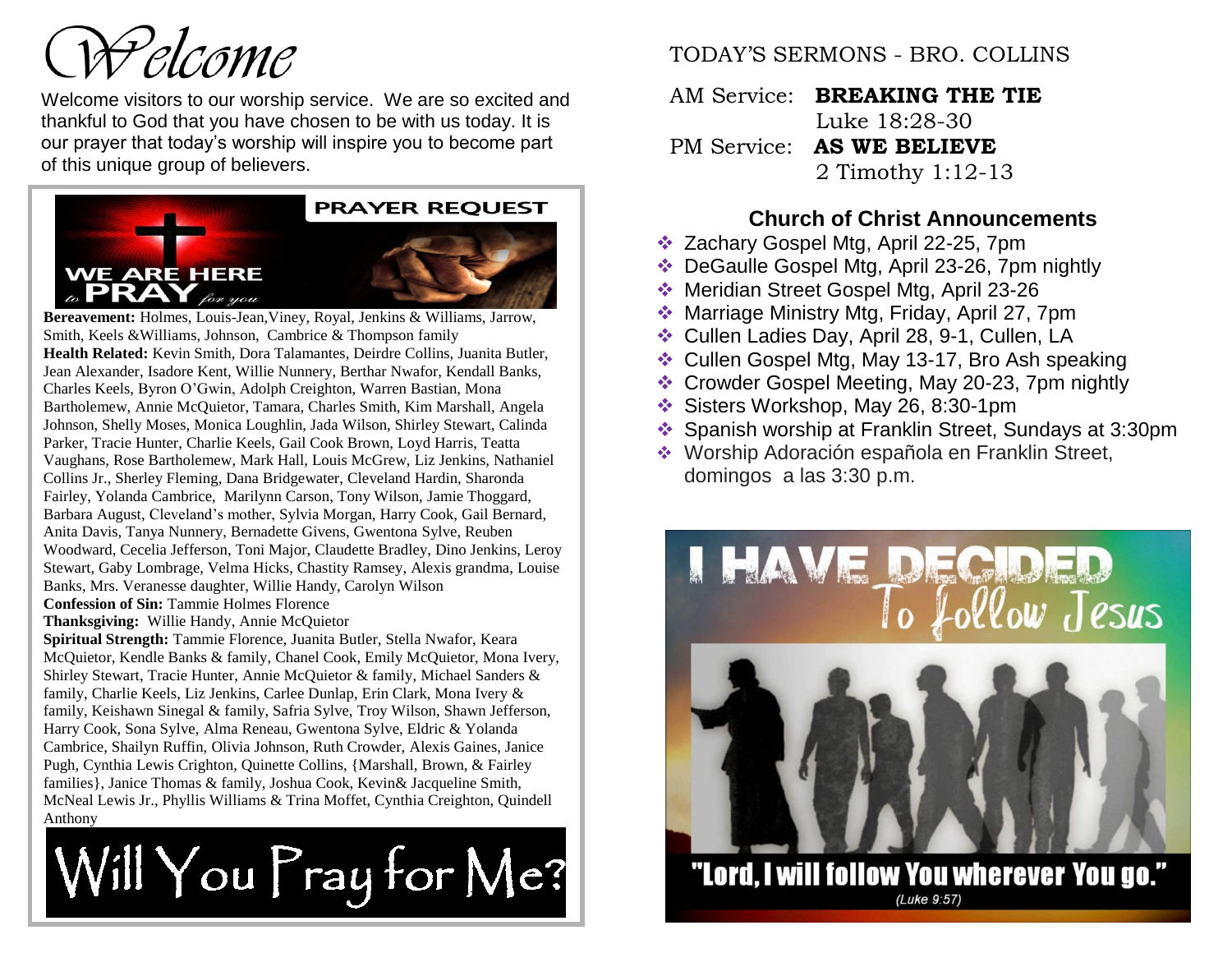# Welcome

Welcome visitors to our worship service. We are so excited and thankful to God that you have chosen to be with us today. It is our prayer that today's worship will inspire you to become part of this unique group of believers.

## PRAYER REQUEST

WE ARE HERE to PRAY for you

**Bereavement:** Holmes, Louis-Jean,Viney, Royal, Jenkins & Williams, Jarrow, Smith, Keels &Williams, Johnson, Cambrice & Thompson family

**Health Related:** Kevin Smith, Dora Talamantes, Deirdre Collins, Juanita Butler, Jean Alexander, Isadore Kent, Willie Nunnery, Berthar Nwafor, Kendall Banks, Charles Keels, Byron O'Gwin, Adolph Creighton, Warren Bastian, Mona Bartholemew, Annie McQuietor, Tamara, Charles Smith, Kim Marshall, Angela Johnson, Shelly Moses, Monica Loughlin, Jada Wilson, Shirley Stewart, Calinda Parker, Tracie Hunter, Charlie Keels, Gail Cook Brown, Loyd Harris, Teatta Vaughans, Rose Bartholemew, Mark Hall, Louis McGrew, Liz Jenkins, Nathaniel Collins Jr., Sherley Fleming, Dana Bridgewater, Cleveland Hardin, Sharonda Fairley, Yolanda Cambrice, Marilynn Carson, Tony Wilson, Jamie Thoggard, Barbara August, Cleveland's mother, Sylvia Morgan, Harry Cook, Gail Bernard, Anita Davis, Tanya Nunnery, Bernadette Givens, Gwentona Sylve, Reuben Woodward, Cecelia Jefferson, Toni Major, Claudette Bradley, Dino Jenkins, Leroy Stewart, Gaby Lombrage, Velma Hicks, Chastity Ramsey, Alexis grandma, Louise Banks, Mrs. Veranesse daughter, Willie Handy, Carolyn Wilson

**Confession of Sin:** Tammie Holmes Florence

**Thanksgiving:** Willie Handy, Annie McQuietor

**Spiritual Strength:** Tammie Florence, Juanita Butler, Stella Nwafor, Keara McQuietor, Kendle Banks & family, Chanel Cook, Emily McQuietor, Mona Ivery, Shirley Stewart, Tracie Hunter, Annie McQuietor & family, Michael Sanders & family, Charlie Keels, Liz Jenkins, Carlee Dunlap, Erin Clark, Mona Ivery & family, Keishawn Sinegal & family, Safria Sylve, Troy Wilson, Shawn Jefferson, Harry Cook, Sona Sylve, Alma Reneau, Gwentona Sylve, Eldric & Yolanda Cambrice, Shailyn Ruffin, Olivia Johnson, Ruth Crowder, Alexis Gaines, Janice Pugh, Cynthia Lewis Crighton, Quinette Collins, {Marshall, Brown, & Fairley families}, Janice Thomas & family, Joshua Cook, Kevin& Jacqueline Smith, McNeal Lewis Jr., Phyllis Williams & Trina Moffet, Cynthia Creighton, Quindell Anthony

Will You Pray for Me?

TODAY'S SERMONS - BRO. COLLINS

AM Service: **BREAKING THE TIE**
Luke 18:28-30

PM Service: **AS WE BELIEVE**
2 Timothy 1:12-13

## Church of Christ Announcements

- Zachary Gospel Mtg, April 22-25, 7pm
- DeGaulle Gospel Mtg, April 23-26, 7pm nightly
- Meridian Street Gospel Mtg, April 23-26
- Marriage Ministry Mtg, Friday, April 27, 7pm
- Cullen Ladies Day, April 28, 9-1, Cullen, LA
- Cullen Gospel Mtg, May 13-17, Bro Ash speaking
- Crowder Gospel Meeting, May 20-23, 7pm nightly
- Sisters Workshop, May 26, 8:30-1pm
- Spanish worship at Franklin Street, Sundays at 3:30pm
- Worship Adoración española en Franklin Street, domingos a las 3:30 p.m.

I HAVE DECIDED To Follow Jesus

"Lord, I will follow You wherever You go."
(Luke 9:57)